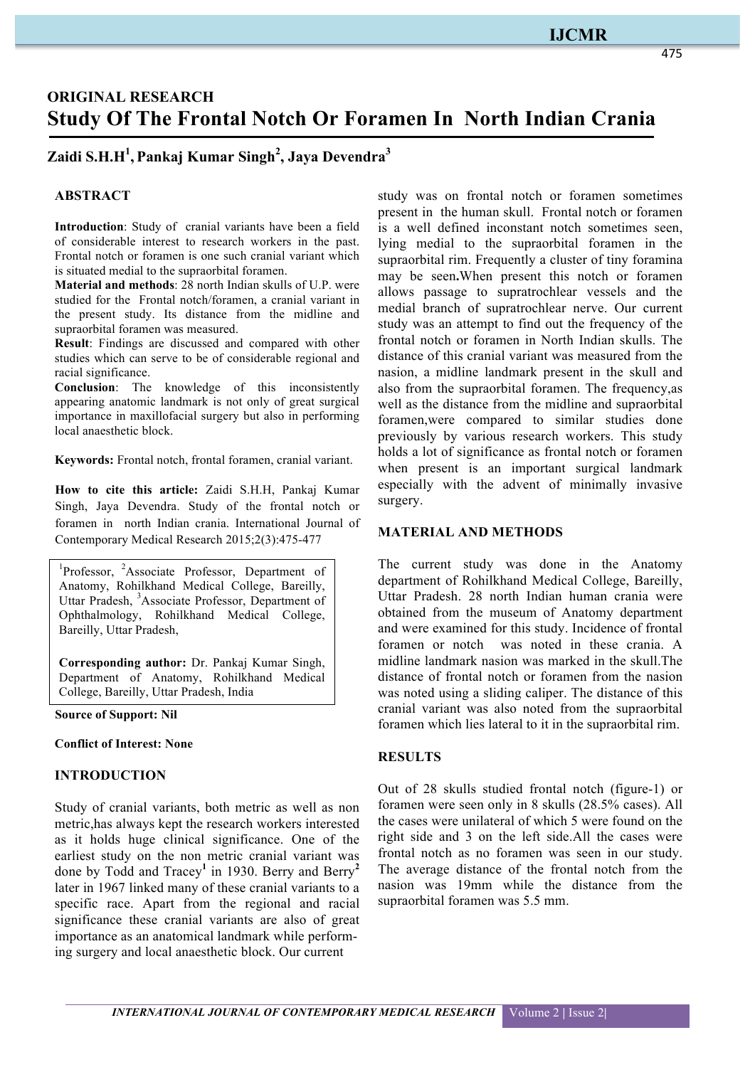ORIGINAL RESEARCH

# Study Of The Frontal Notch Or Foramen In North Indian Crania

**Zaidi S.H.H[1], Pankaj Kumar Singh[2], Jaya Devendra[3]**

## ABSTRACT

**Introduction**: Study of cranial variants have been a field of considerable interest to research workers in the past. Frontal notch or foramen is one such cranial variant which is situated medial to the supraorbital foramen.

**Material and methods**: 28 north Indian skulls of U.P. were studied for the Frontal notch/foramen, a cranial variant in the present study. Its distance from the midline and supraorbital foramen was measured.

**Result**: Findings are discussed and compared with other studies which can serve to be of considerable regional and racial significance.

**Conclusion**: The knowledge of this inconsistently appearing anatomic landmark is not only of great surgical importance in maxillofacial surgery but also in performing local anaesthetic block.

**Keywords:** Frontal notch, frontal foramen, cranial variant.

**How to cite this article:** Zaidi S.H.H, Pankaj Kumar Singh, Jaya Devendra. Study of the frontal notch or foramen in north Indian crania. International Journal of Contemporary Medical Research 2015;2(3):475-477

[1]Professor, [2]Associate Professor, Department of Anatomy, Rohilkhand Medical College, Bareilly, Uttar Pradesh, [3]Associate Professor, Department of Ophthalmology, Rohilkhand Medical College, Bareilly, Uttar Pradesh,

**Corresponding author:** Dr. Pankaj Kumar Singh, Department of Anatomy, Rohilkhand Medical College, Bareilly, Uttar Pradesh, India

**Source of Support: Nil**

**Conflict of Interest: None**

## INTRODUCTION

Study of cranial variants, both metric as well as non metric,has always kept the research workers interested as it holds huge clinical significance. One of the earliest study on the non metric cranial variant was done by Todd and Tracey[1] in 1930. Berry and Berry[2] later in 1967 linked many of these cranial variants to a specific race. Apart from the regional and racial significance these cranial variants are also of great importance as an anatomical landmark while performing surgery and local anaesthetic block. Our current study was on frontal notch or foramen sometimes present in the human skull. Frontal notch or foramen is a well defined inconstant notch sometimes seen, lying medial to the supraorbital foramen in the supraorbital rim. Frequently a cluster of tiny foramina may be seen**.**When present this notch or foramen allows passage to supratrochlear vessels and the medial branch of supratrochlear nerve. Our current study was an attempt to find out the frequency of the frontal notch or foramen in North Indian skulls. The distance of this cranial variant was measured from the nasion, a midline landmark present in the skull and also from the supraorbital foramen. The frequency,as well as the distance from the midline and supraorbital foramen,were compared to similar studies done previously by various research workers. This study holds a lot of significance as frontal notch or foramen when present is an important surgical landmark especially with the advent of minimally invasive surgery.

## MATERIAL AND METHODS

The current study was done in the Anatomy department of Rohilkhand Medical College, Bareilly, Uttar Pradesh. 28 north Indian human crania were obtained from the museum of Anatomy department and were examined for this study. Incidence of frontal foramen or notch was noted in these crania. A midline landmark nasion was marked in the skull.The distance of frontal notch or foramen from the nasion was noted using a sliding caliper. The distance of this cranial variant was also noted from the supraorbital foramen which lies lateral to it in the supraorbital rim.

## RESULTS

Out of 28 skulls studied frontal notch (figure-1) or foramen were seen only in 8 skulls (28.5% cases). All the cases were unilateral of which 5 were found on the right side and 3 on the left side.All the cases were frontal notch as no foramen was seen in our study. The average distance of the frontal notch from the nasion was 19mm while the distance from the supraorbital foramen was 5.5 mm.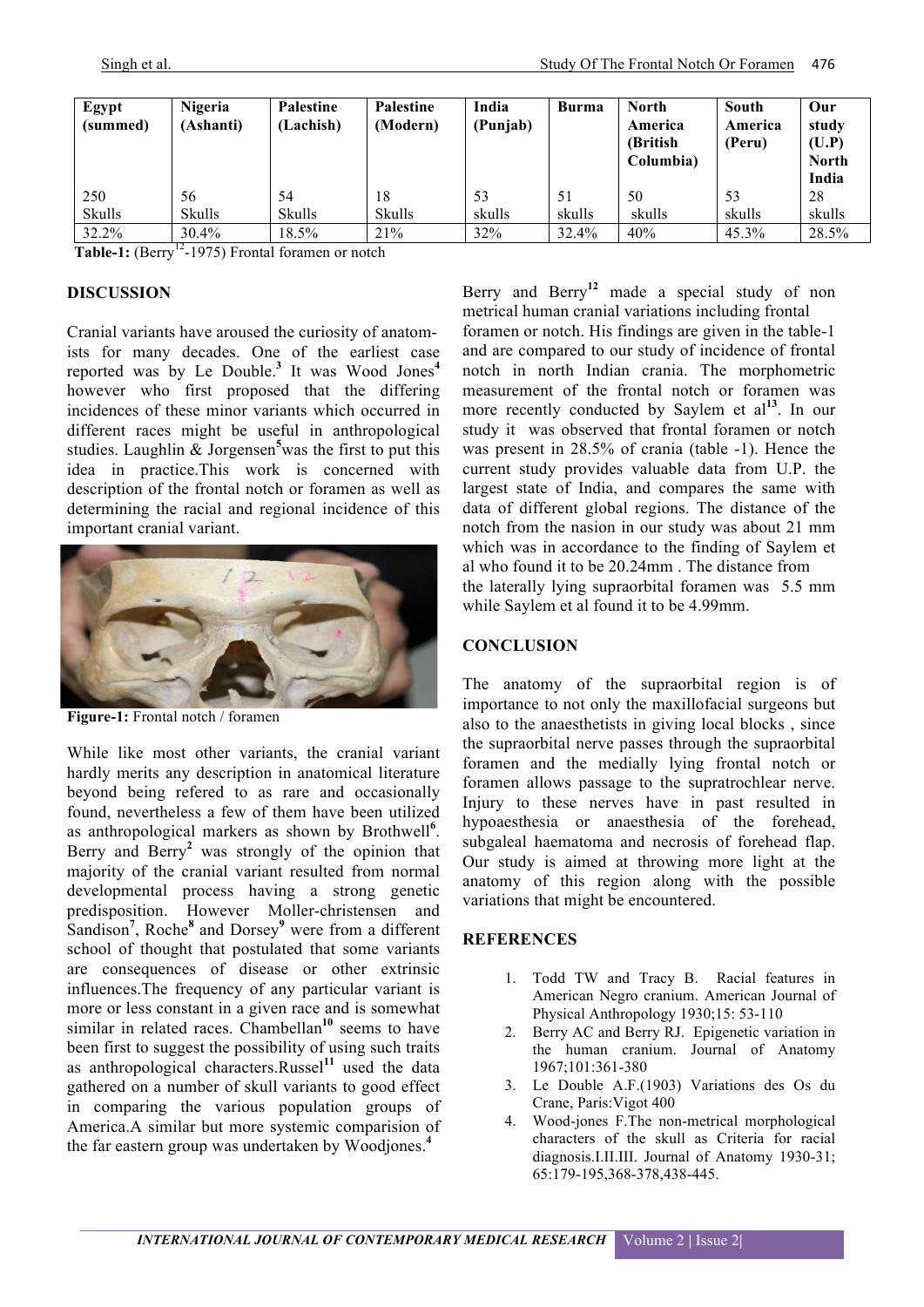| Egypt (summed) | Nigeria (Ashanti) | Palestine (Lachish) | Palestine (Modern) | India (Punjab) | Burma | North America (British Columbia) | South America (Peru) | Our study (U.P) North India |
|---|---|---|---|---|---|---|---|---|
| 250 Skulls | 56 Skulls | 54 Skulls | 18 Skulls | 53 skulls | 51 skulls | 50 skulls | 53 skulls | 28 skulls |
| 32.2% | 30.4% | 18.5% | 21% | 32% | 32.4% | 40% | 45.3% | 28.5% |

**Table-1:** (Berry[12]-1975) Frontal foramen or notch

## DISCUSSION

Cranial variants have aroused the curiosity of anatomists for many decades. One of the earliest case reported was by Le Double.[3] It was Wood Jones[4] however who first proposed that the differing incidences of these minor variants which occurred in different races might be useful in anthropological studies. Laughlin & Jorgensen[5]was the first to put this idea in practice.This work is concerned with description of the frontal notch or foramen as well as determining the racial and regional incidence of this important cranial variant.

**Figure-1:** Frontal notch / foramen

While like most other variants, the cranial variant hardly merits any description in anatomical literature beyond being refered to as rare and occasionally found, nevertheless a few of them have been utilized as anthropological markers as shown by Brothwell[6]. Berry and Berry[2] was strongly of the opinion that majority of the cranial variant resulted from normal developmental process having a strong genetic predisposition. However Moller-christensen and Sandison[7], Roche[8] and Dorsey[9] were from a different school of thought that postulated that some variants are consequences of disease or other extrinsic influences.The frequency of any particular variant is more or less constant in a given race and is somewhat similar in related races. Chambellan[10] seems to have been first to suggest the possibility of using such traits as anthropological characters.Russel[11] used the data gathered on a number of skull variants to good effect in comparing the various population groups of America.A similar but more systemic comparision of the far eastern group was undertaken by Woodjones.[4]

Berry and Berry[12] made a special study of non metrical human cranial variations including frontal foramen or notch. His findings are given in the table-1 and are compared to our study of incidence of frontal notch in north Indian crania. The morphometric measurement of the frontal notch or foramen was more recently conducted by Saylem et al[13]. In our study it was observed that frontal foramen or notch was present in 28.5% of crania (table -1). Hence the current study provides valuable data from U.P. the largest state of India, and compares the same with data of different global regions. The distance of the notch from the nasion in our study was about 21 mm which was in accordance to the finding of Saylem et al who found it to be 20.24mm . The distance from the laterally lying supraorbital foramen was 5.5 mm while Saylem et al found it to be 4.99mm.

## CONCLUSION

The anatomy of the supraorbital region is of importance to not only the maxillofacial surgeons but also to the anaesthetists in giving local blocks , since the supraorbital nerve passes through the supraorbital foramen and the medially lying frontal notch or foramen allows passage to the supratrochlear nerve. Injury to these nerves have in past resulted in hypoaesthesia or anaesthesia of the forehead, subgaleal haematoma and necrosis of forehead flap. Our study is aimed at throwing more light at the anatomy of this region along with the possible variations that might be encountered.

## REFERENCES

1. Todd TW and Tracy B. Racial features in American Negro cranium. American Journal of Physical Anthropology 1930;15: 53-110
2. Berry AC and Berry RJ. Epigenetic variation in the human cranium. Journal of Anatomy 1967;101:361-380
3. Le Double A.F.(1903) Variations des Os du Crane, Paris:Vigot 400
4. Wood-jones F.The non-metrical morphological characters of the skull as Criteria for racial diagnosis.I.II.III. Journal of Anatomy 1930-31; 65:179-195,368-378,438-445.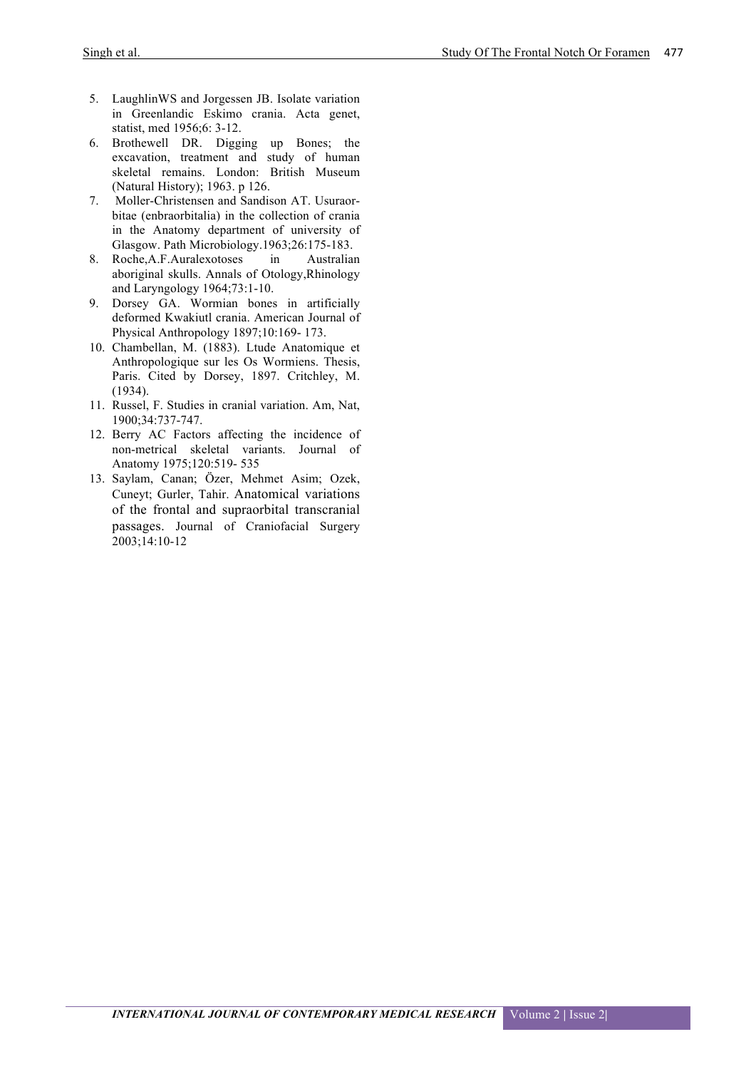5. LaughlinWS and Jorgessen JB. Isolate variation in Greenlandic Eskimo crania. Acta genet, statist, med 1956;6: 3-12.
6. Brothewell DR. Digging up Bones; the excavation, treatment and study of human skeletal remains. London: British Museum (Natural History); 1963. p 126.
7. Moller-Christensen and Sandison AT. Usuraor-bitae (enbraorbitalia) in the collection of crania in the Anatomy department of university of Glasgow. Path Microbiology.1963;26:175-183.
8. Roche,A.F.Auralexotoses in Australian aboriginal skulls. Annals of Otology,Rhinology and Laryngology 1964;73:1-10.
9. Dorsey GA. Wormian bones in artificially deformed Kwakiutl crania. American Journal of Physical Anthropology 1897;10:169- 173.
10. Chambellan, M. (1883). Ltude Anatomique et Anthropologique sur les Os Wormiens. Thesis, Paris. Cited by Dorsey, 1897. Critchley, M. (1934).
11. Russel, F. Studies in cranial variation. Am, Nat, 1900;34:737-747.
12. Berry AC Factors affecting the incidence of non-metrical skeletal variants. Journal of Anatomy 1975;120:519- 535
13. Saylam, Canan; Özer, Mehmet Asim; Ozek, Cuneyt; Gurler, Tahir. Anatomical variations of the frontal and supraorbital transcranial passages. Journal of Craniofacial Surgery 2003;14:10-12